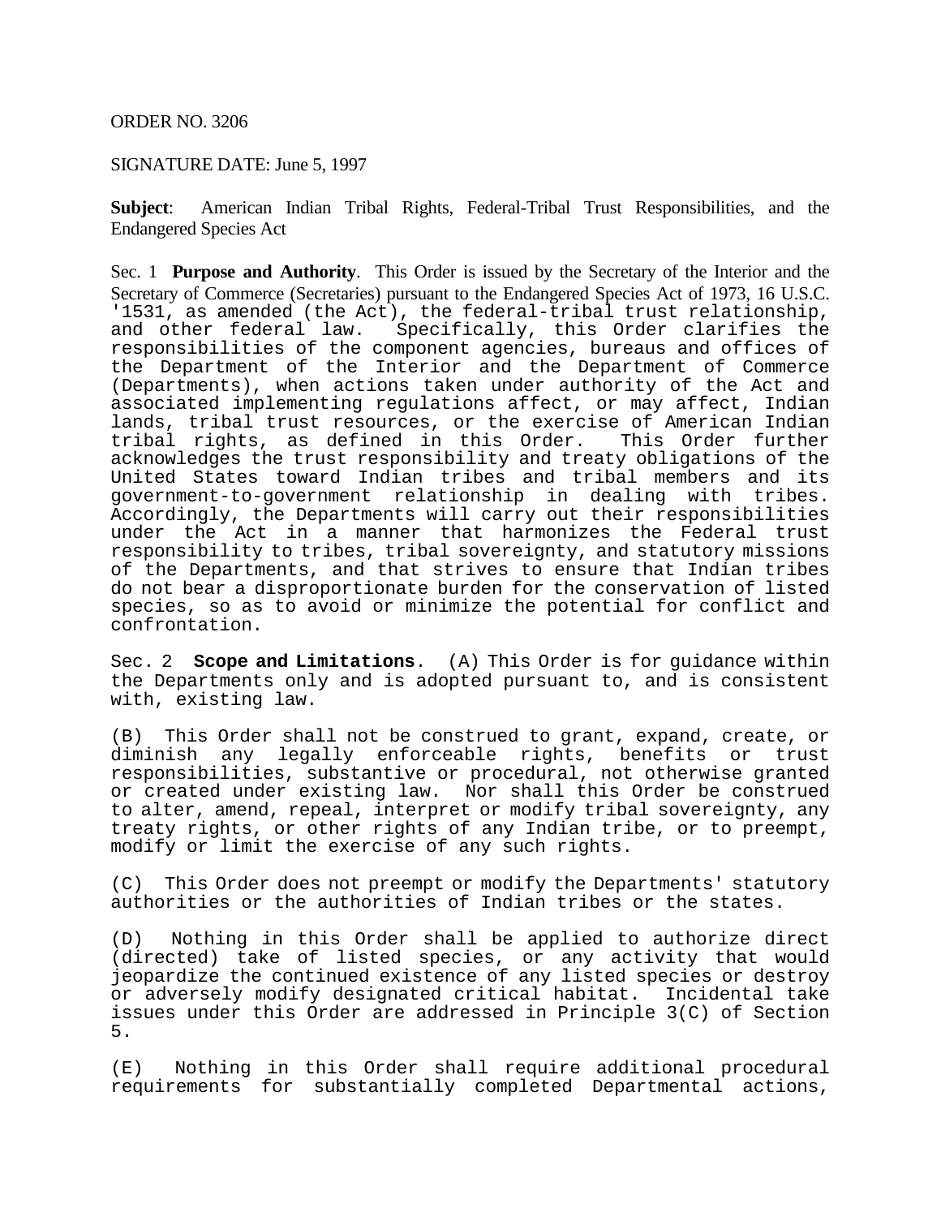ORDER NO. 3206

SIGNATURE DATE: June 5, 1997

**Subject**: American Indian Tribal Rights, Federal-Tribal Trust Responsibilities, and the Endangered Species Act

Sec. 1 **Purpose and Authority**. This Order is issued by the Secretary of the Interior and the Secretary of Commerce (Secretaries) pursuant to the Endangered Species Act of 1973, 16 U.S.C. '1531, as amended (the Act), the federal-tribal trust relationship, and other federal law. Specifically, this Order clarifies the responsibilities of the component agencies, bureaus and offices of the Department of the Interior and the Department of Commerce (Departments), when actions taken under authority of the Act and associated implementing regulations affect, or may affect, Indian lands, tribal trust resources, or the exercise of American Indian tribal rights, as defined in this Order. This Order further acknowledges the trust responsibility and treaty obligations of the United States toward Indian tribes and tribal members and its government-to-government relationship in dealing with tribes. Accordingly, the Departments will carry out their responsibilities under the Act in a manner that harmonizes the Federal trust responsibility to tribes, tribal sovereignty, and statutory missions of the Departments, and that strives to ensure that Indian tribes do not bear a disproportionate burden for the conservation of listed species, so as to avoid or minimize the potential for conflict and confrontation.

Sec. 2 **Scope and Limitations**. (A) This Order is for guidance within the Departments only and is adopted pursuant to, and is consistent with, existing law.

(B) This Order shall not be construed to grant, expand, create, or diminish any legally enforceable rights, benefits or trust responsibilities, substantive or procedural, not otherwise granted or created under existing law. Nor shall this Order be construed to alter, amend, repeal, interpret or modify tribal sovereignty, any treaty rights, or other rights of any Indian tribe, or to preempt, modify or limit the exercise of any such rights.

(C) This Order does not preempt or modify the Departments' statutory authorities or the authorities of Indian tribes or the states.

(D) Nothing in this Order shall be applied to authorize direct (directed) take of listed species, or any activity that would jeopardize the continued existence of any listed species or destroy or adversely modify designated critical habitat. Incidental take issues under this Order are addressed in Principle 3(C) of Section 5.

(E) Nothing in this Order shall require additional procedural requirements for substantially completed Departmental actions,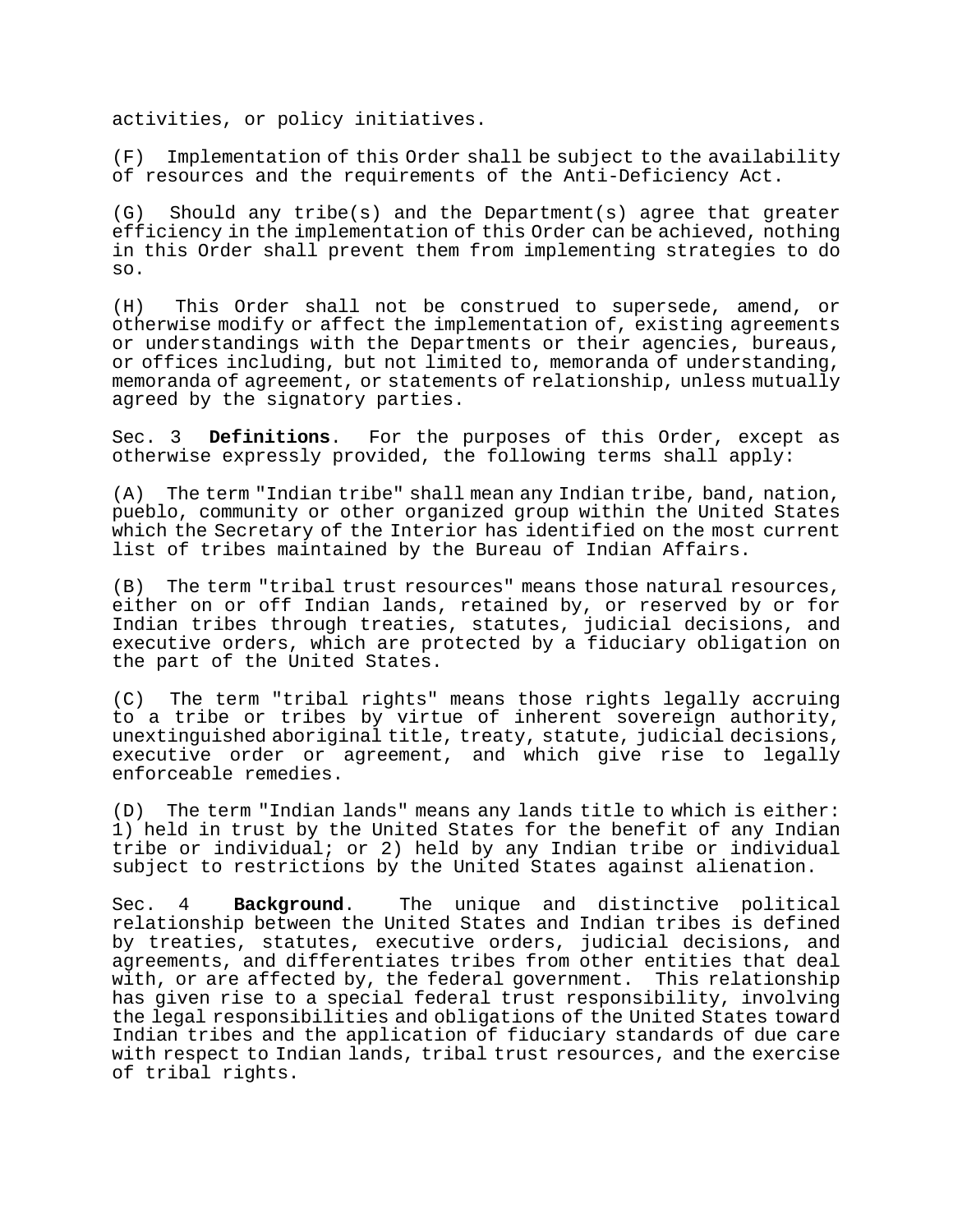activities, or policy initiatives.

(F) Implementation of this Order shall be subject to the availability of resources and the requirements of the Anti-Deficiency Act.

(G) Should any tribe(s) and the Department(s) agree that greater efficiency in the implementation of this Order can be achieved, nothing in this Order shall prevent them from implementing strategies to do so.

(H) This Order shall not be construed to supersede, amend, or otherwise modify or affect the implementation of, existing agreements or understandings with the Departments or their agencies, bureaus, or offices including, but not limited to, memoranda of understanding, memoranda of agreement, or statements of relationship, unless mutually agreed by the signatory parties.

Sec. 3 **Definitions**. For the purposes of this Order, except as otherwise expressly provided, the following terms shall apply:

(A) The term "Indian tribe" shall mean any Indian tribe, band, nation, pueblo, community or other organized group within the United States which the Secretary of the Interior has identified on the most current list of tribes maintained by the Bureau of Indian Affairs.

(B) The term "tribal trust resources" means those natural resources, either on or off Indian lands, retained by, or reserved by or for Indian tribes through treaties, statutes, judicial decisions, and executive orders, which are protected by a fiduciary obligation on the part of the United States.

(C) The term "tribal rights" means those rights legally accruing to a tribe or tribes by virtue of inherent sovereign authority, unextinguished aboriginal title, treaty, statute, judicial decisions, executive order or agreement, and which give rise to legally enforceable remedies.

(D) The term "Indian lands" means any lands title to which is either: 1) held in trust by the United States for the benefit of any Indian tribe or individual; or 2) held by any Indian tribe or individual subject to restrictions by the United States against alienation.

Sec. 4 **Background**. The unique and distinctive political relationship between the United States and Indian tribes is defined by treaties, statutes, executive orders, judicial decisions, and agreements, and differentiates tribes from other entities that deal with, or are affected by, the federal government. This relationship has given rise to a special federal trust responsibility, involving the legal responsibilities and obligations of the United States toward Indian tribes and the application of fiduciary standards of due care with respect to Indian lands, tribal trust resources, and the exercise of tribal rights.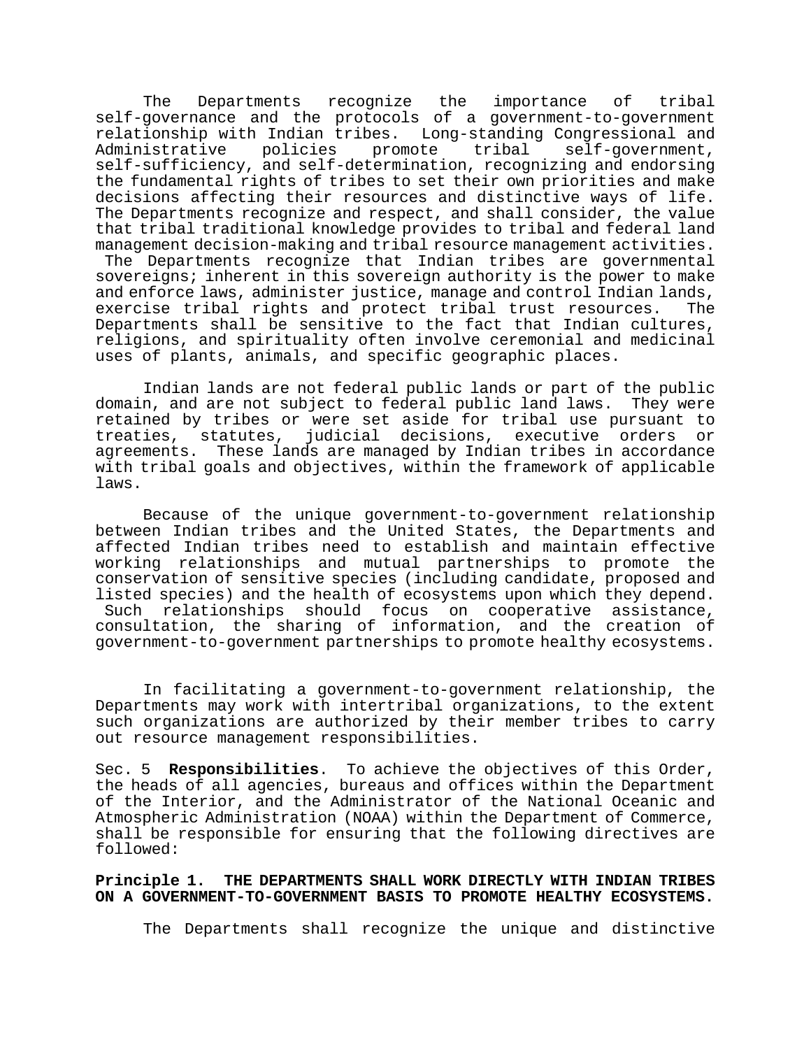The Departments recognize the importance of tribal self-governance and the protocols of a government-to-government relationship with Indian tribes. Long-standing Congressional and Administrative policies promote tribal self-government, self-sufficiency, and self-determination, recognizing and endorsing the fundamental rights of tribes to set their own priorities and make decisions affecting their resources and distinctive ways of life. The Departments recognize and respect, and shall consider, the value that tribal traditional knowledge provides to tribal and federal land management decision-making and tribal resource management activities. The Departments recognize that Indian tribes are governmental sovereigns; inherent in this sovereign authority is the power to make and enforce laws, administer justice, manage and control Indian lands, exercise tribal rights and protect tribal trust resources. The Departments shall be sensitive to the fact that Indian cultures, religions, and spirituality often involve ceremonial and medicinal uses of plants, animals, and specific geographic places.

Indian lands are not federal public lands or part of the public domain, and are not subject to federal public land laws. They were retained by tribes or were set aside for tribal use pursuant to treaties, statutes, judicial decisions, executive orders or agreements. These lands are managed by Indian tribes in accordance with tribal goals and objectives, within the framework of applicable laws.

Because of the unique government-to-government relationship between Indian tribes and the United States, the Departments and affected Indian tribes need to establish and maintain effective working relationships and mutual partnerships to promote the conservation of sensitive species (including candidate, proposed and listed species) and the health of ecosystems upon which they depend. Such relationships should focus on cooperative assistance, consultation, the sharing of information, and the creation of government-to-government partnerships to promote healthy ecosystems.

In facilitating a government-to-government relationship, the Departments may work with intertribal organizations, to the extent such organizations are authorized by their member tribes to carry out resource management responsibilities.

Sec. 5 **Responsibilities**. To achieve the objectives of this Order, the heads of all agencies, bureaus and offices within the Department of the Interior, and the Administrator of the National Oceanic and Atmospheric Administration (NOAA) within the Department of Commerce, shall be responsible for ensuring that the following directives are followed:

**Principle 1. THE DEPARTMENTS SHALL WORK DIRECTLY WITH INDIAN TRIBES ON A GOVERNMENT-TO-GOVERNMENT BASIS TO PROMOTE HEALTHY ECOSYSTEMS.**

The Departments shall recognize the unique and distinctive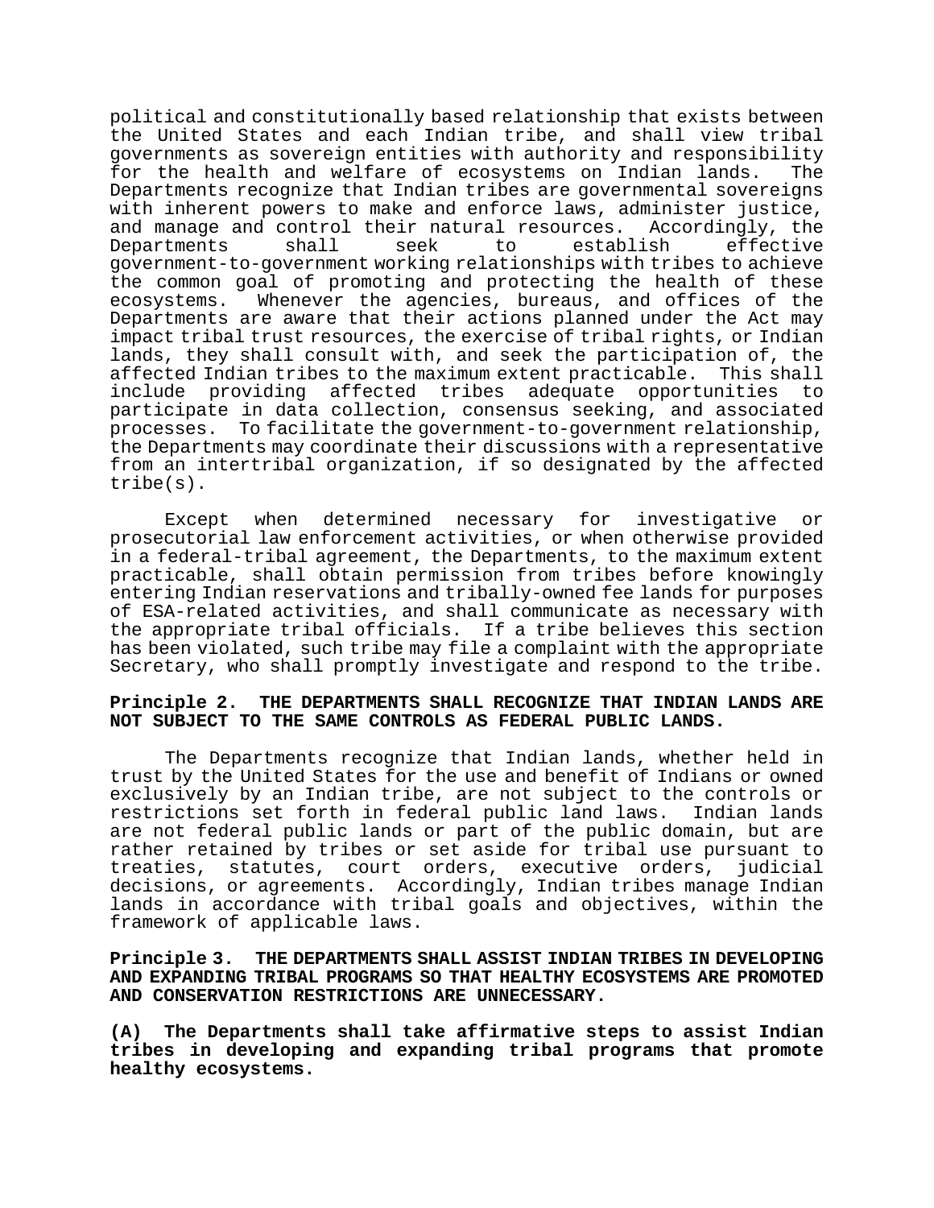political and constitutionally based relationship that exists between the United States and each Indian tribe, and shall view tribal governments as sovereign entities with authority and responsibility for the health and welfare of ecosystems on Indian lands. The Departments recognize that Indian tribes are governmental sovereigns with inherent powers to make and enforce laws, administer justice, and manage and control their natural resources. Accordingly, the Departments shall seek to establish effective government-to-government working relationships with tribes to achieve the common goal of promoting and protecting the health of these ecosystems. Whenever the agencies, bureaus, and offices of the Departments are aware that their actions planned under the Act may impact tribal trust resources, the exercise of tribal rights, or Indian lands, they shall consult with, and seek the participation of, the affected Indian tribes to the maximum extent practicable. This shall include providing affected tribes adequate opportunities to participate in data collection, consensus seeking, and associated processes. To facilitate the government-to-government relationship, the Departments may coordinate their discussions with a representative from an intertribal organization, if so designated by the affected tribe(s).

Except when determined necessary for investigative or prosecutorial law enforcement activities, or when otherwise provided in a federal-tribal agreement, the Departments, to the maximum extent practicable, shall obtain permission from tribes before knowingly entering Indian reservations and tribally-owned fee lands for purposes of ESA-related activities, and shall communicate as necessary with the appropriate tribal officials. If a tribe believes this section has been violated, such tribe may file a complaint with the appropriate Secretary, who shall promptly investigate and respond to the tribe.

**Principle 2. THE DEPARTMENTS SHALL RECOGNIZE THAT INDIAN LANDS ARE NOT SUBJECT TO THE SAME CONTROLS AS FEDERAL PUBLIC LANDS.**

The Departments recognize that Indian lands, whether held in trust by the United States for the use and benefit of Indians or owned exclusively by an Indian tribe, are not subject to the controls or restrictions set forth in federal public land laws. Indian lands are not federal public lands or part of the public domain, but are rather retained by tribes or set aside for tribal use pursuant to treaties, statutes, court orders, executive orders, judicial decisions, or agreements. Accordingly, Indian tribes manage Indian lands in accordance with tribal goals and objectives, within the framework of applicable laws.

**Principle 3. THE DEPARTMENTS SHALL ASSIST INDIAN TRIBES IN DEVELOPING AND EXPANDING TRIBAL PROGRAMS SO THAT HEALTHY ECOSYSTEMS ARE PROMOTED AND CONSERVATION RESTRICTIONS ARE UNNECESSARY.**

**(A) The Departments shall take affirmative steps to assist Indian tribes in developing and expanding tribal programs that promote healthy ecosystems.**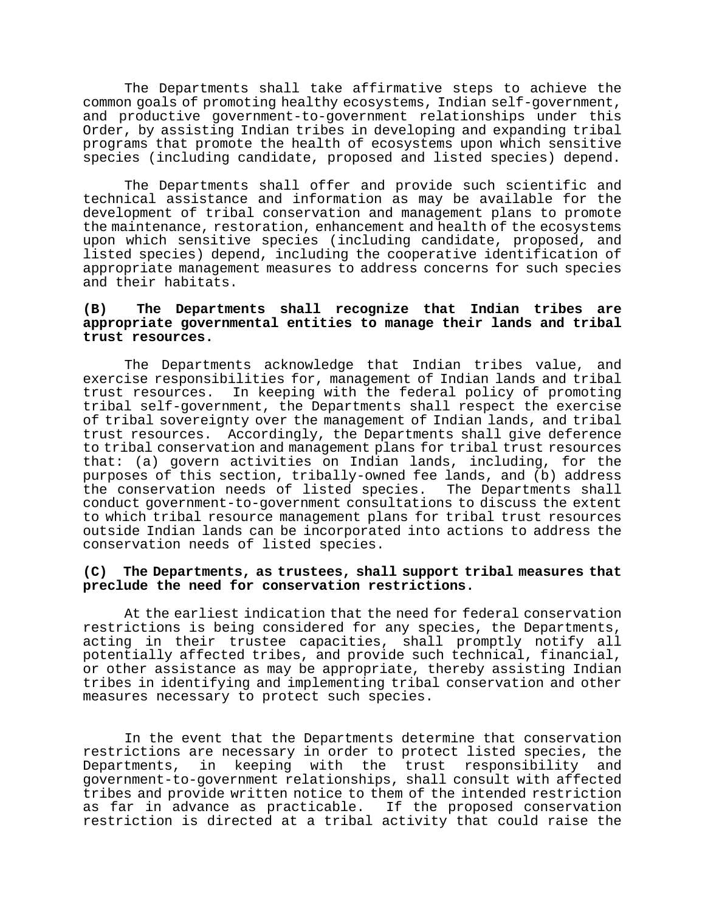The Departments shall take affirmative steps to achieve the common goals of promoting healthy ecosystems, Indian self-government, and productive government-to-government relationships under this Order, by assisting Indian tribes in developing and expanding tribal programs that promote the health of ecosystems upon which sensitive species (including candidate, proposed and listed species) depend.

The Departments shall offer and provide such scientific and technical assistance and information as may be available for the development of tribal conservation and management plans to promote the maintenance, restoration, enhancement and health of the ecosystems upon which sensitive species (including candidate, proposed, and listed species) depend, including the cooperative identification of appropriate management measures to address concerns for such species and their habitats.

**(B) The Departments shall recognize that Indian tribes are appropriate governmental entities to manage their lands and tribal trust resources.**

The Departments acknowledge that Indian tribes value, and exercise responsibilities for, management of Indian lands and tribal trust resources. In keeping with the federal policy of promoting tribal self-government, the Departments shall respect the exercise of tribal sovereignty over the management of Indian lands, and tribal trust resources. Accordingly, the Departments shall give deference to tribal conservation and management plans for tribal trust resources that: (a) govern activities on Indian lands, including, for the purposes of this section, tribally-owned fee lands, and (b) address the conservation needs of listed species. The Departments shall conduct government-to-government consultations to discuss the extent to which tribal resource management plans for tribal trust resources outside Indian lands can be incorporated into actions to address the conservation needs of listed species.

**(C) The Departments, as trustees, shall support tribal measures that preclude the need for conservation restrictions.**

At the earliest indication that the need for federal conservation restrictions is being considered for any species, the Departments, acting in their trustee capacities, shall promptly notify all potentially affected tribes, and provide such technical, financial, or other assistance as may be appropriate, thereby assisting Indian tribes in identifying and implementing tribal conservation and other measures necessary to protect such species.

In the event that the Departments determine that conservation restrictions are necessary in order to protect listed species, the Departments, in keeping with the trust responsibility and government-to-government relationships, shall consult with affected tribes and provide written notice to them of the intended restriction as far in advance as practicable. If the proposed conservation restriction is directed at a tribal activity that could raise the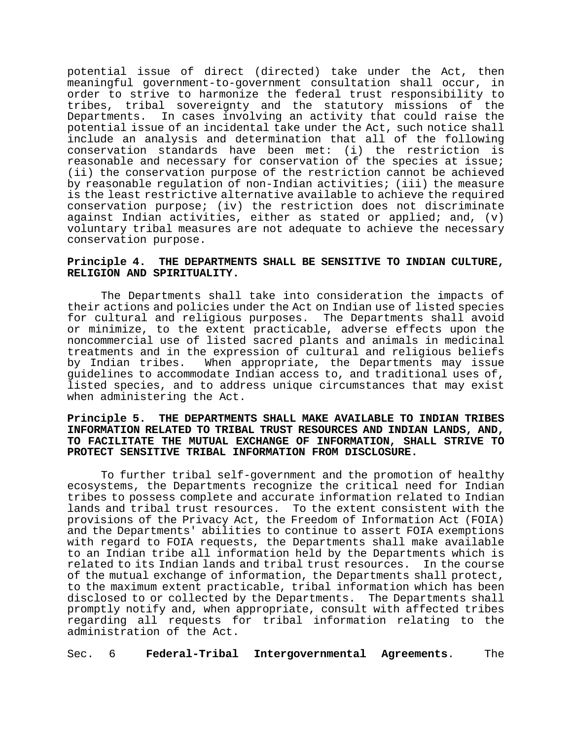potential issue of direct (directed) take under the Act, then meaningful government-to-government consultation shall occur, in order to strive to harmonize the federal trust responsibility to tribes, tribal sovereignty and the statutory missions of the Departments. In cases involving an activity that could raise the potential issue of an incidental take under the Act, such notice shall include an analysis and determination that all of the following conservation standards have been met: (i) the restriction is reasonable and necessary for conservation of the species at issue; (ii) the conservation purpose of the restriction cannot be achieved by reasonable regulation of non-Indian activities; (iii) the measure is the least restrictive alternative available to achieve the required conservation purpose; (iv) the restriction does not discriminate against Indian activities, either as stated or applied; and, (v) voluntary tribal measures are not adequate to achieve the necessary conservation purpose.

**Principle 4. THE DEPARTMENTS SHALL BE SENSITIVE TO INDIAN CULTURE, RELIGION AND SPIRITUALITY.**

The Departments shall take into consideration the impacts of their actions and policies under the Act on Indian use of listed species for cultural and religious purposes. The Departments shall avoid or minimize, to the extent practicable, adverse effects upon the noncommercial use of listed sacred plants and animals in medicinal treatments and in the expression of cultural and religious beliefs by Indian tribes. When appropriate, the Departments may issue guidelines to accommodate Indian access to, and traditional uses of, listed species, and to address unique circumstances that may exist when administering the Act.

**Principle 5. THE DEPARTMENTS SHALL MAKE AVAILABLE TO INDIAN TRIBES INFORMATION RELATED TO TRIBAL TRUST RESOURCES AND INDIAN LANDS, AND, TO FACILITATE THE MUTUAL EXCHANGE OF INFORMATION, SHALL STRIVE TO PROTECT SENSITIVE TRIBAL INFORMATION FROM DISCLOSURE.**

To further tribal self-government and the promotion of healthy ecosystems, the Departments recognize the critical need for Indian tribes to possess complete and accurate information related to Indian lands and tribal trust resources. To the extent consistent with the provisions of the Privacy Act, the Freedom of Information Act (FOIA) and the Departments' abilities to continue to assert FOIA exemptions with regard to FOIA requests, the Departments shall make available to an Indian tribe all information held by the Departments which is related to its Indian lands and tribal trust resources. In the course of the mutual exchange of information, the Departments shall protect, to the maximum extent practicable, tribal information which has been disclosed to or collected by the Departments. The Departments shall promptly notify and, when appropriate, consult with affected tribes regarding all requests for tribal information relating to the administration of the Act.

Sec. 6 **Federal-Tribal Intergovernmental Agreements**. The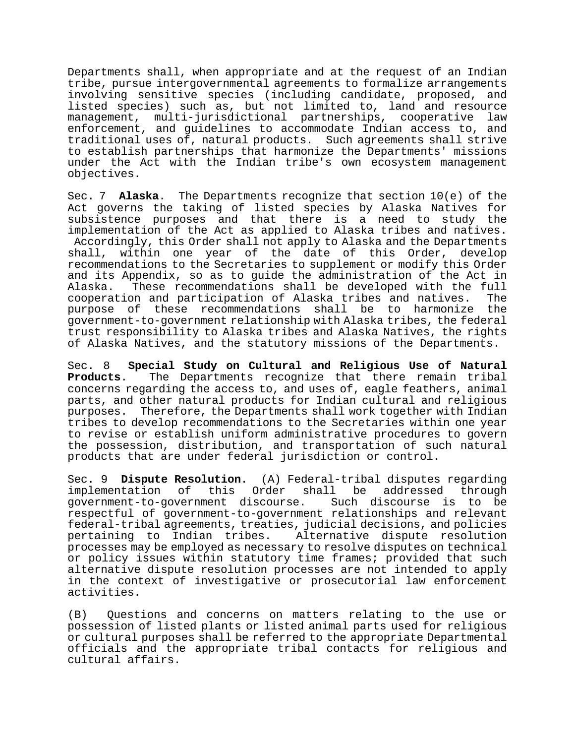Departments shall, when appropriate and at the request of an Indian tribe, pursue intergovernmental agreements to formalize arrangements involving sensitive species (including candidate, proposed, and listed species) such as, but not limited to, land and resource management, multi-jurisdictional partnerships, cooperative law enforcement, and guidelines to accommodate Indian access to, and traditional uses of, natural products. Such agreements shall strive to establish partnerships that harmonize the Departments' missions under the Act with the Indian tribe's own ecosystem management objectives.

Sec. 7 **Alaska**. The Departments recognize that section 10(e) of the Act governs the taking of listed species by Alaska Natives for subsistence purposes and that there is a need to study the implementation of the Act as applied to Alaska tribes and natives. Accordingly, this Order shall not apply to Alaska and the Departments shall, within one year of the date of this Order, develop recommendations to the Secretaries to supplement or modify this Order and its Appendix, so as to guide the administration of the Act in Alaska. These recommendations shall be developed with the full cooperation and participation of Alaska tribes and natives. The purpose of these recommendations shall be to harmonize the government-to-government relationship with Alaska tribes, the federal trust responsibility to Alaska tribes and Alaska Natives, the rights of Alaska Natives, and the statutory missions of the Departments.

Sec. 8 **Special Study on Cultural and Religious Use of Natural Products**. The Departments recognize that there remain tribal concerns regarding the access to, and uses of, eagle feathers, animal parts, and other natural products for Indian cultural and religious purposes. Therefore, the Departments shall work together with Indian tribes to develop recommendations to the Secretaries within one year to revise or establish uniform administrative procedures to govern the possession, distribution, and transportation of such natural products that are under federal jurisdiction or control.

Sec. 9 **Dispute Resolution**. (A) Federal-tribal disputes regarding implementation of this Order shall be addressed through government-to-government discourse. Such discourse is to be respectful of government-to-government relationships and relevant federal-tribal agreements, treaties, judicial decisions, and policies pertaining to Indian tribes. Alternative dispute resolution processes may be employed as necessary to resolve disputes on technical or policy issues within statutory time frames; provided that such alternative dispute resolution processes are not intended to apply in the context of investigative or prosecutorial law enforcement activities.

(B) Questions and concerns on matters relating to the use or possession of listed plants or listed animal parts used for religious or cultural purposes shall be referred to the appropriate Departmental officials and the appropriate tribal contacts for religious and cultural affairs.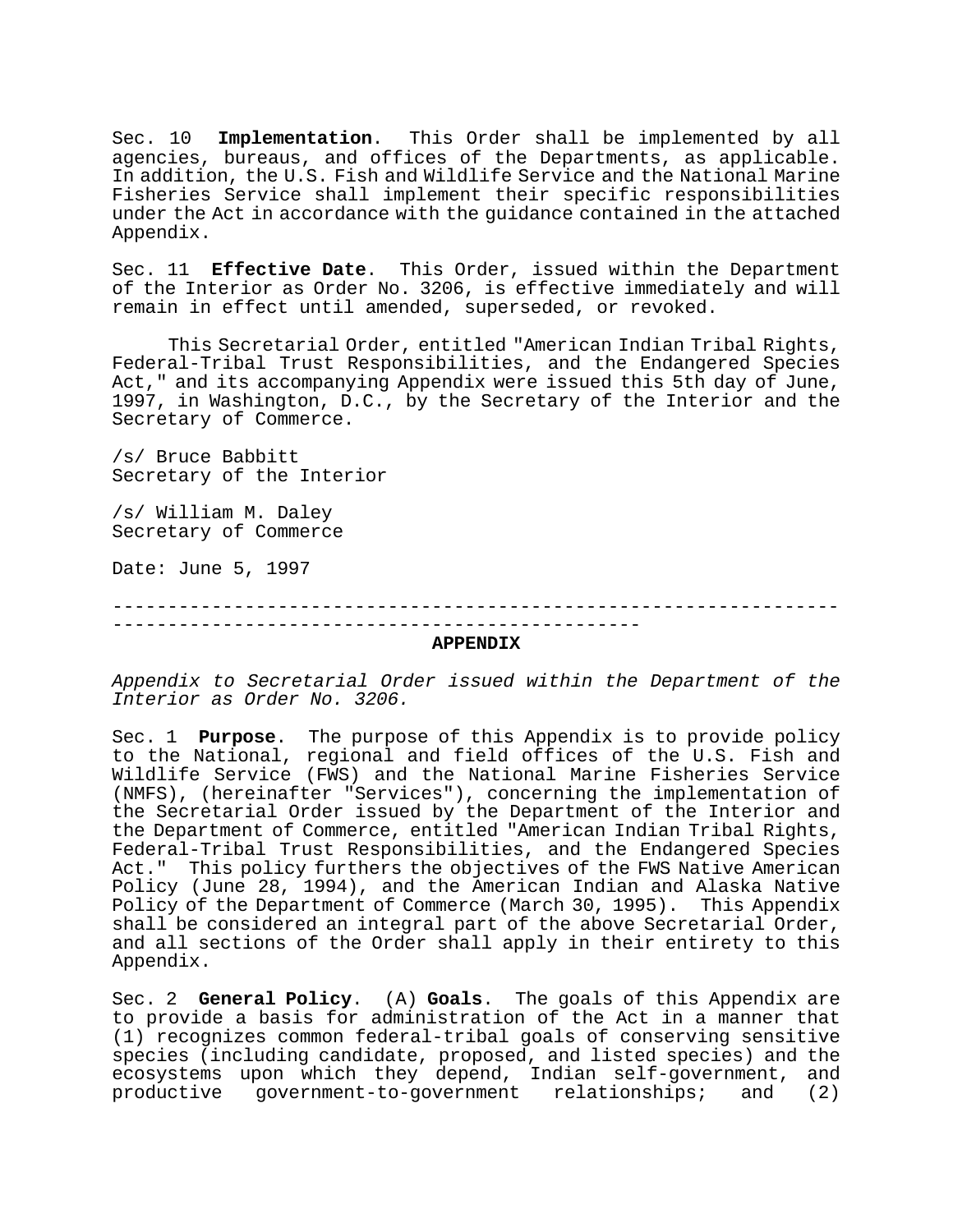Sec. 10 **Implementation**. This Order shall be implemented by all agencies, bureaus, and offices of the Departments, as applicable. In addition, the U.S. Fish and Wildlife Service and the National Marine Fisheries Service shall implement their specific responsibilities under the Act in accordance with the guidance contained in the attached Appendix.

Sec. 11 **Effective Date**. This Order, issued within the Department of the Interior as Order No. 3206, is effective immediately and will remain in effect until amended, superseded, or revoked.

This Secretarial Order, entitled "American Indian Tribal Rights, Federal-Tribal Trust Responsibilities, and the Endangered Species Act," and its accompanying Appendix were issued this 5th day of June, 1997, in Washington, D.C., by the Secretary of the Interior and the Secretary of Commerce.

/s/ Bruce Babbitt
Secretary of the Interior

/s/ William M. Daley
Secretary of Commerce

Date: June 5, 1997

---

**APPENDIX**

*Appendix to Secretarial Order issued within the Department of the Interior as Order No. 3206.*

Sec. 1 **Purpose**. The purpose of this Appendix is to provide policy to the National, regional and field offices of the U.S. Fish and Wildlife Service (FWS) and the National Marine Fisheries Service (NMFS), (hereinafter "Services"), concerning the implementation of the Secretarial Order issued by the Department of the Interior and the Department of Commerce, entitled "American Indian Tribal Rights, Federal-Tribal Trust Responsibilities, and the Endangered Species Act." This policy furthers the objectives of the FWS Native American Policy (June 28, 1994), and the American Indian and Alaska Native Policy of the Department of Commerce (March 30, 1995). This Appendix shall be considered an integral part of the above Secretarial Order, and all sections of the Order shall apply in their entirety to this Appendix.

Sec. 2 **General Policy**. (A) **Goals**. The goals of this Appendix are to provide a basis for administration of the Act in a manner that (1) recognizes common federal-tribal goals of conserving sensitive species (including candidate, proposed, and listed species) and the ecosystems upon which they depend, Indian self-government, and productive government-to-government relationships; and (2)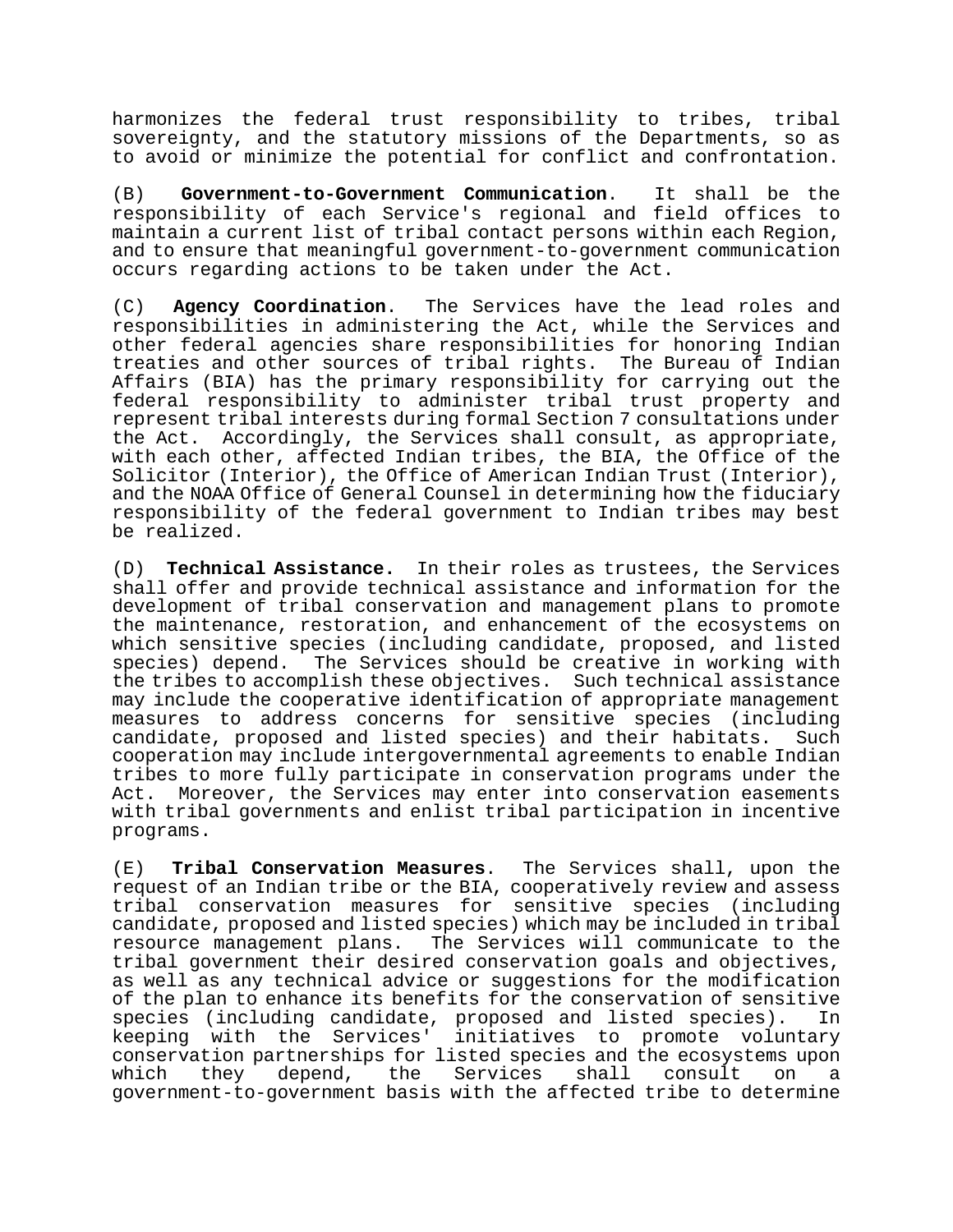harmonizes the federal trust responsibility to tribes, tribal sovereignty, and the statutory missions of the Departments, so as to avoid or minimize the potential for conflict and confrontation.

(B) **Government-to-Government Communication**. It shall be the responsibility of each Service's regional and field offices to maintain a current list of tribal contact persons within each Region, and to ensure that meaningful government-to-government communication occurs regarding actions to be taken under the Act.

(C) **Agency Coordination**. The Services have the lead roles and responsibilities in administering the Act, while the Services and other federal agencies share responsibilities for honoring Indian treaties and other sources of tribal rights. The Bureau of Indian Affairs (BIA) has the primary responsibility for carrying out the federal responsibility to administer tribal trust property and represent tribal interests during formal Section 7 consultations under the Act. Accordingly, the Services shall consult, as appropriate, with each other, affected Indian tribes, the BIA, the Office of the Solicitor (Interior), the Office of American Indian Trust (Interior), and the NOAA Office of General Counsel in determining how the fiduciary responsibility of the federal government to Indian tribes may best be realized.

(D) **Technical Assistance.** In their roles as trustees, the Services shall offer and provide technical assistance and information for the development of tribal conservation and management plans to promote the maintenance, restoration, and enhancement of the ecosystems on which sensitive species (including candidate, proposed, and listed species) depend. The Services should be creative in working with the tribes to accomplish these objectives. Such technical assistance may include the cooperative identification of appropriate management measures to address concerns for sensitive species (including candidate, proposed and listed species) and their habitats. Such cooperation may include intergovernmental agreements to enable Indian tribes to more fully participate in conservation programs under the Act. Moreover, the Services may enter into conservation easements with tribal governments and enlist tribal participation in incentive programs.

(E) **Tribal Conservation Measures**. The Services shall, upon the request of an Indian tribe or the BIA, cooperatively review and assess tribal conservation measures for sensitive species (including candidate, proposed and listed species) which may be included in tribal resource management plans. The Services will communicate to the tribal government their desired conservation goals and objectives, as well as any technical advice or suggestions for the modification of the plan to enhance its benefits for the conservation of sensitive species (including candidate, proposed and listed species). In keeping with the Services' initiatives to promote voluntary conservation partnerships for listed species and the ecosystems upon which they depend, the Services shall consult on a government-to-government basis with the affected tribe to determine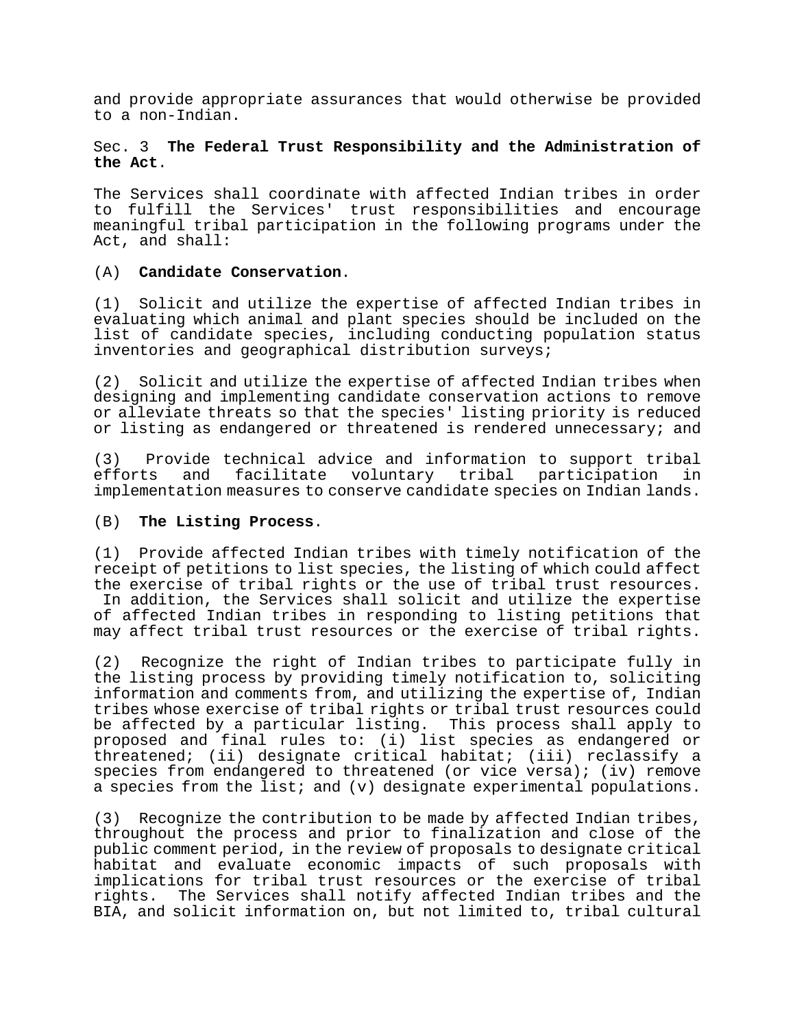and provide appropriate assurances that would otherwise be provided to a non-Indian.

Sec. 3 **The Federal Trust Responsibility and the Administration of the Act**.

The Services shall coordinate with affected Indian tribes in order to fulfill the Services' trust responsibilities and encourage meaningful tribal participation in the following programs under the Act, and shall:

(A) **Candidate Conservation**.

(1) Solicit and utilize the expertise of affected Indian tribes in evaluating which animal and plant species should be included on the list of candidate species, including conducting population status inventories and geographical distribution surveys;

(2) Solicit and utilize the expertise of affected Indian tribes when designing and implementing candidate conservation actions to remove or alleviate threats so that the species' listing priority is reduced or listing as endangered or threatened is rendered unnecessary; and

(3) Provide technical advice and information to support tribal efforts and facilitate voluntary tribal participation in implementation measures to conserve candidate species on Indian lands.

(B) **The Listing Process**.

(1) Provide affected Indian tribes with timely notification of the receipt of petitions to list species, the listing of which could affect the exercise of tribal rights or the use of tribal trust resources. In addition, the Services shall solicit and utilize the expertise of affected Indian tribes in responding to listing petitions that may affect tribal trust resources or the exercise of tribal rights.

(2) Recognize the right of Indian tribes to participate fully in the listing process by providing timely notification to, soliciting information and comments from, and utilizing the expertise of, Indian tribes whose exercise of tribal rights or tribal trust resources could be affected by a particular listing. This process shall apply to proposed and final rules to: (i) list species as endangered or threatened; (ii) designate critical habitat; (iii) reclassify a species from endangered to threatened (or vice versa); (iv) remove a species from the list; and (v) designate experimental populations.

(3) Recognize the contribution to be made by affected Indian tribes, throughout the process and prior to finalization and close of the public comment period, in the review of proposals to designate critical habitat and evaluate economic impacts of such proposals with implications for tribal trust resources or the exercise of tribal rights. The Services shall notify affected Indian tribes and the BIA, and solicit information on, but not limited to, tribal cultural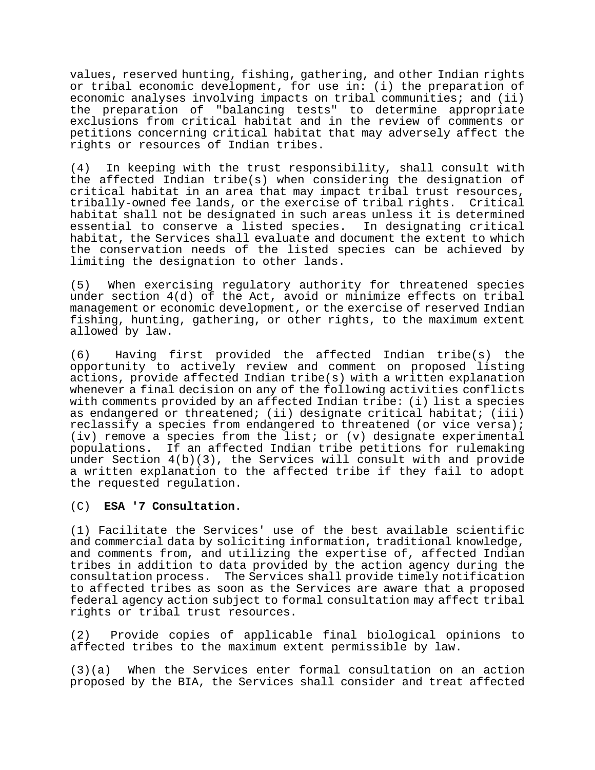values, reserved hunting, fishing, gathering, and other Indian rights or tribal economic development, for use in: (i) the preparation of economic analyses involving impacts on tribal communities; and (ii) the preparation of "balancing tests" to determine appropriate exclusions from critical habitat and in the review of comments or petitions concerning critical habitat that may adversely affect the rights or resources of Indian tribes.

(4) In keeping with the trust responsibility, shall consult with the affected Indian tribe(s) when considering the designation of critical habitat in an area that may impact tribal trust resources, tribally-owned fee lands, or the exercise of tribal rights. Critical habitat shall not be designated in such areas unless it is determined essential to conserve a listed species. In designating critical habitat, the Services shall evaluate and document the extent to which the conservation needs of the listed species can be achieved by limiting the designation to other lands.

(5) When exercising regulatory authority for threatened species under section 4(d) of the Act, avoid or minimize effects on tribal management or economic development, or the exercise of reserved Indian fishing, hunting, gathering, or other rights, to the maximum extent allowed by law.

(6) Having first provided the affected Indian tribe(s) the opportunity to actively review and comment on proposed listing actions, provide affected Indian tribe(s) with a written explanation whenever a final decision on any of the following activities conflicts with comments provided by an affected Indian tribe: (i) list a species as endangered or threatened; (ii) designate critical habitat; (iii) reclassify a species from endangered to threatened (or vice versa); (iv) remove a species from the list; or (v) designate experimental populations. If an affected Indian tribe petitions for rulemaking under Section 4(b)(3), the Services will consult with and provide a written explanation to the affected tribe if they fail to adopt the requested regulation.

(C) **ESA '7 Consultation**.

(1) Facilitate the Services' use of the best available scientific and commercial data by soliciting information, traditional knowledge, and comments from, and utilizing the expertise of, affected Indian tribes in addition to data provided by the action agency during the consultation process. The Services shall provide timely notification to affected tribes as soon as the Services are aware that a proposed federal agency action subject to formal consultation may affect tribal rights or tribal trust resources.

(2) Provide copies of applicable final biological opinions to affected tribes to the maximum extent permissible by law.

(3)(a) When the Services enter formal consultation on an action proposed by the BIA, the Services shall consider and treat affected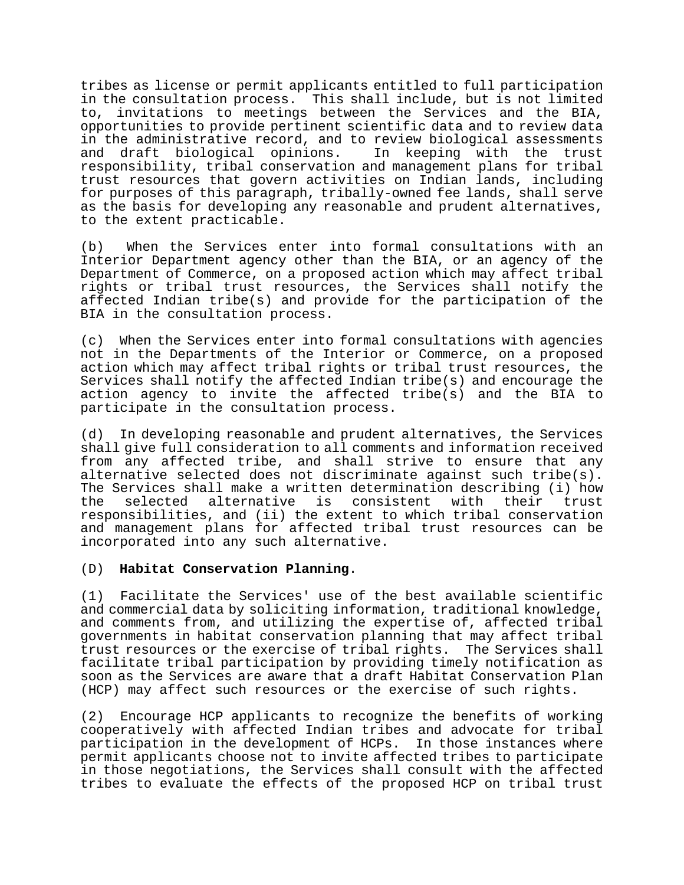tribes as license or permit applicants entitled to full participation in the consultation process. This shall include, but is not limited to, invitations to meetings between the Services and the BIA, opportunities to provide pertinent scientific data and to review data in the administrative record, and to review biological assessments and draft biological opinions. In keeping with the trust responsibility, tribal conservation and management plans for tribal trust resources that govern activities on Indian lands, including for purposes of this paragraph, tribally-owned fee lands, shall serve as the basis for developing any reasonable and prudent alternatives, to the extent practicable.

(b) When the Services enter into formal consultations with an Interior Department agency other than the BIA, or an agency of the Department of Commerce, on a proposed action which may affect tribal rights or tribal trust resources, the Services shall notify the affected Indian tribe(s) and provide for the participation of the BIA in the consultation process.

(c) When the Services enter into formal consultations with agencies not in the Departments of the Interior or Commerce, on a proposed action which may affect tribal rights or tribal trust resources, the Services shall notify the affected Indian tribe(s) and encourage the action agency to invite the affected tribe(s) and the BIA to participate in the consultation process.

(d) In developing reasonable and prudent alternatives, the Services shall give full consideration to all comments and information received from any affected tribe, and shall strive to ensure that any alternative selected does not discriminate against such tribe(s). The Services shall make a written determination describing (i) how the selected alternative is consistent with their trust responsibilities, and (ii) the extent to which tribal conservation and management plans for affected tribal trust resources can be incorporated into any such alternative.

(D) **Habitat Conservation Planning**.

(1) Facilitate the Services' use of the best available scientific and commercial data by soliciting information, traditional knowledge, and comments from, and utilizing the expertise of, affected tribal governments in habitat conservation planning that may affect tribal trust resources or the exercise of tribal rights. The Services shall facilitate tribal participation by providing timely notification as soon as the Services are aware that a draft Habitat Conservation Plan (HCP) may affect such resources or the exercise of such rights.

(2) Encourage HCP applicants to recognize the benefits of working cooperatively with affected Indian tribes and advocate for tribal participation in the development of HCPs. In those instances where permit applicants choose not to invite affected tribes to participate in those negotiations, the Services shall consult with the affected tribes to evaluate the effects of the proposed HCP on tribal trust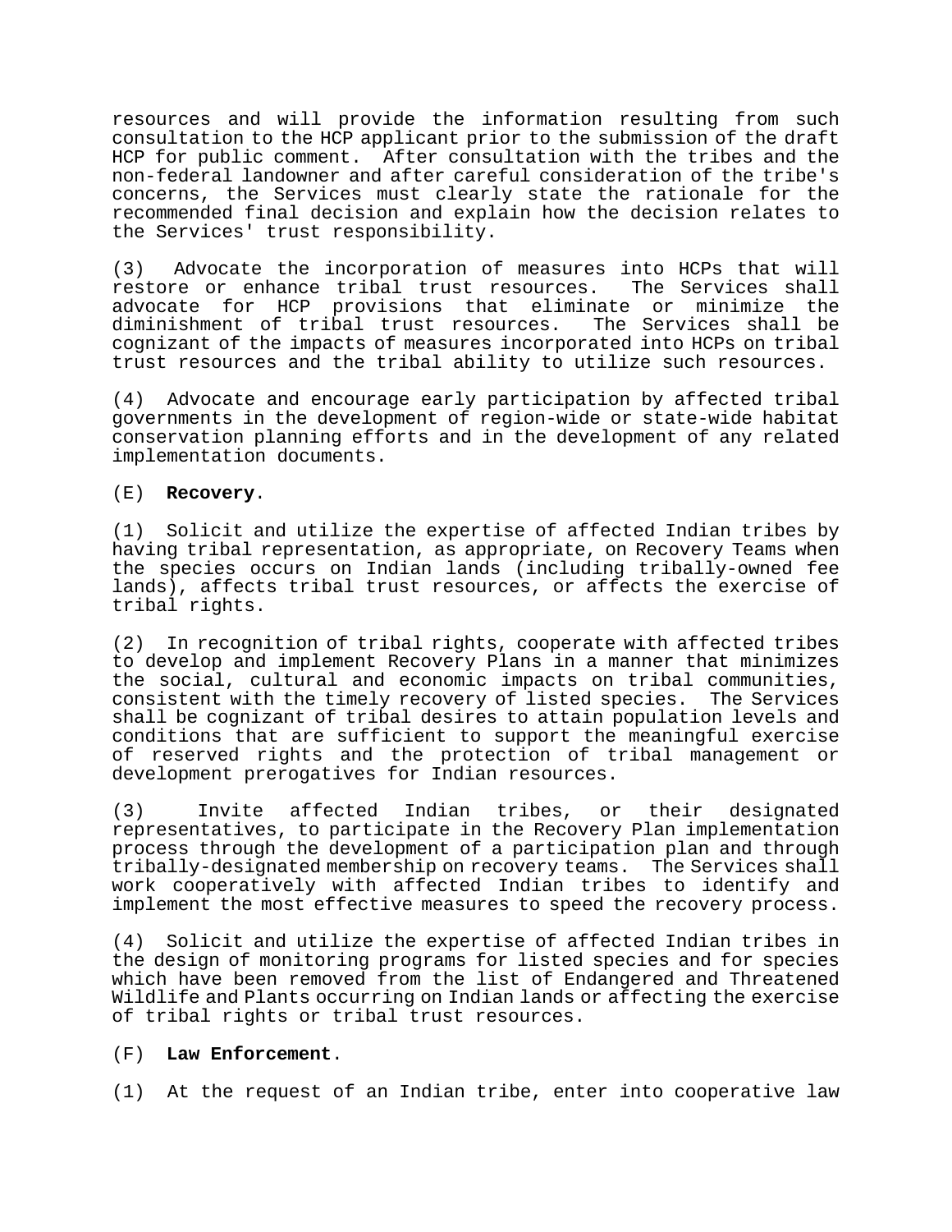resources and will provide the information resulting from such consultation to the HCP applicant prior to the submission of the draft HCP for public comment. After consultation with the tribes and the non-federal landowner and after careful consideration of the tribe's concerns, the Services must clearly state the rationale for the recommended final decision and explain how the decision relates to the Services' trust responsibility.

(3) Advocate the incorporation of measures into HCPs that will restore or enhance tribal trust resources. The Services shall advocate for HCP provisions that eliminate or minimize the diminishment of tribal trust resources. The Services shall be cognizant of the impacts of measures incorporated into HCPs on tribal trust resources and the tribal ability to utilize such resources.

(4) Advocate and encourage early participation by affected tribal governments in the development of region-wide or state-wide habitat conservation planning efforts and in the development of any related implementation documents.

(E) **Recovery**.

(1) Solicit and utilize the expertise of affected Indian tribes by having tribal representation, as appropriate, on Recovery Teams when the species occurs on Indian lands (including tribally-owned fee lands), affects tribal trust resources, or affects the exercise of tribal rights.

(2) In recognition of tribal rights, cooperate with affected tribes to develop and implement Recovery Plans in a manner that minimizes the social, cultural and economic impacts on tribal communities, consistent with the timely recovery of listed species. The Services shall be cognizant of tribal desires to attain population levels and conditions that are sufficient to support the meaningful exercise of reserved rights and the protection of tribal management or development prerogatives for Indian resources.

(3) Invite affected Indian tribes, or their designated representatives, to participate in the Recovery Plan implementation process through the development of a participation plan and through tribally-designated membership on recovery teams. The Services shall work cooperatively with affected Indian tribes to identify and implement the most effective measures to speed the recovery process.

(4) Solicit and utilize the expertise of affected Indian tribes in the design of monitoring programs for listed species and for species which have been removed from the list of Endangered and Threatened Wildlife and Plants occurring on Indian lands or affecting the exercise of tribal rights or tribal trust resources.

(F) **Law Enforcement**.

(1) At the request of an Indian tribe, enter into cooperative law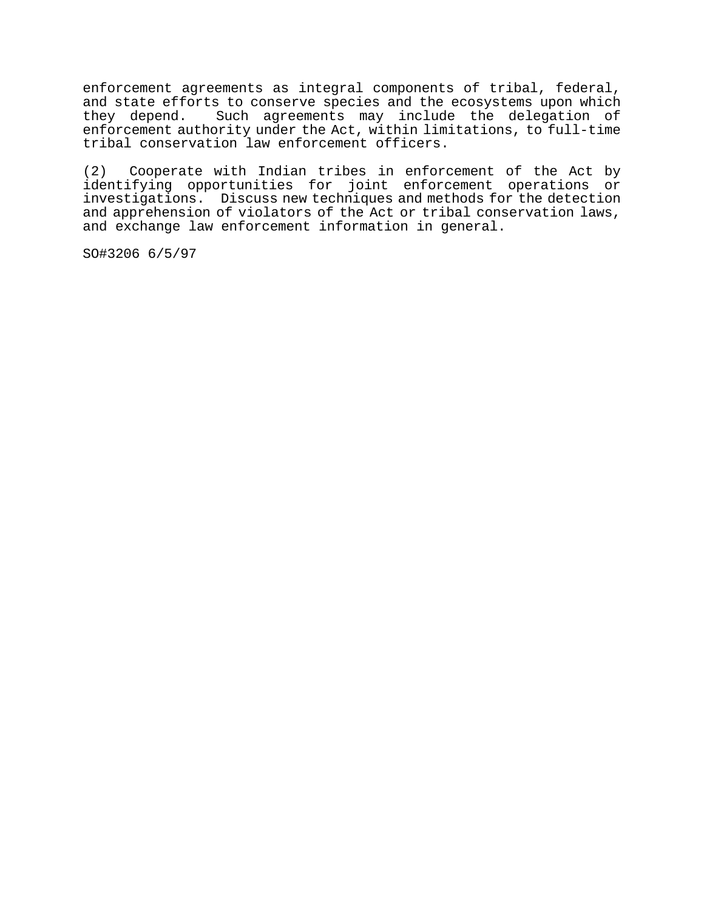enforcement agreements as integral components of tribal, federal, and state efforts to conserve species and the ecosystems upon which they depend. Such agreements may include the delegation of enforcement authority under the Act, within limitations, to full-time tribal conservation law enforcement officers.

(2) Cooperate with Indian tribes in enforcement of the Act by identifying opportunities for joint enforcement operations or investigations. Discuss new techniques and methods for the detection and apprehension of violators of the Act or tribal conservation laws, and exchange law enforcement information in general.

SO#3206 6/5/97